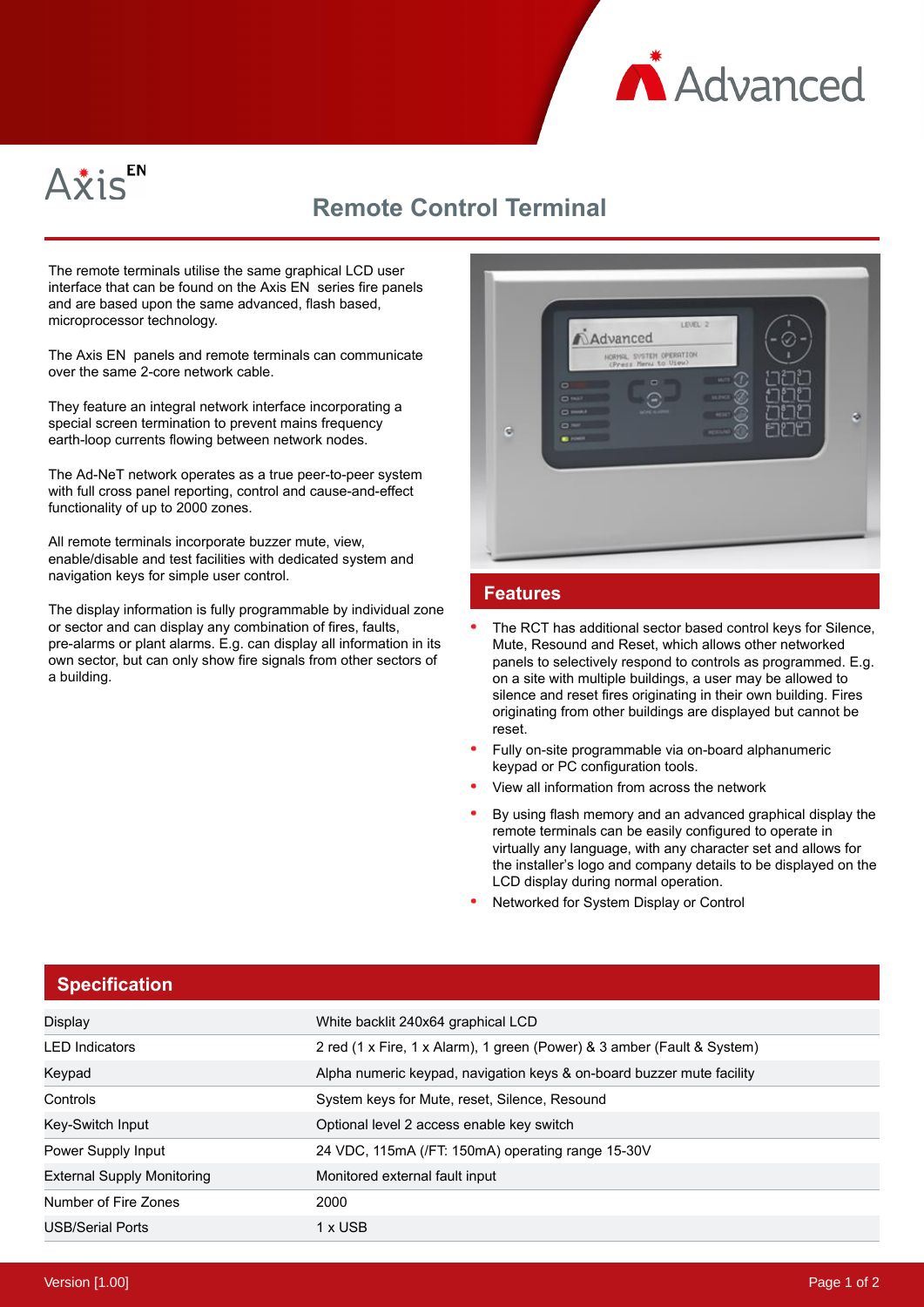Axis EN

# Remote Control Terminal

The remote terminals utilise the same graphical LCD user interface that can be found on the Axis EN series fire panels and are based upon the same advanced, flash based, microprocessor technology.

The Axis EN panels and remote terminals can communicate over the same 2-core network cable.

They feature an integral network interface incorporating a special screen termination to prevent mains frequency earth-loop currents flowing between network nodes.

The Ad-NeT network operates as a true peer-to-peer system with full cross panel reporting, control and cause-and-effect functionality of up to 2000 zones.

All remote terminals incorporate buzzer mute, view, enable/disable and test facilities with dedicated system and navigation keys for simple user control.

The display information is fully programmable by individual zone or sector and can display any combination of fires, faults, pre-alarms or plant alarms. E.g. can display all information in its own sector, but can only show fire signals from other sectors of a building.

## Features

- The RCT has additional sector based control keys for Silence, Mute, Resound and Reset, which allows other networked panels to selectively respond to controls as programmed. E.g. on a site with multiple buildings, a user may be allowed to silence and reset fires originating in their own building. Fires originating from other buildings are displayed but cannot be reset.
- Fully on-site programmable via on-board alphanumeric keypad or PC configuration tools.
- View all information from across the network
- By using flash memory and an advanced graphical display the remote terminals can be easily configured to operate in virtually any language, with any character set and allows for the installer's logo and company details to be displayed on the LCD display during normal operation.
- Networked for System Display or Control

## Specification

| | |
|---|---|
| Display | White backlit 240x64 graphical LCD |
| LED Indicators | 2 red (1 x Fire, 1 x Alarm), 1 green (Power) & 3 amber (Fault & System) |
| Keypad | Alpha numeric keypad, navigation keys & on-board buzzer mute facility |
| Controls | System keys for Mute, reset, Silence, Resound |
| Key-Switch Input | Optional level 2 access enable key switch |
| Power Supply Input | 24 VDC, 115mA (/FT: 150mA) operating range 15-30V |
| External Supply Monitoring | Monitored external fault input |
| Number of Fire Zones | 2000 |
| USB/Serial Ports | 1 x USB |

Version [1.00]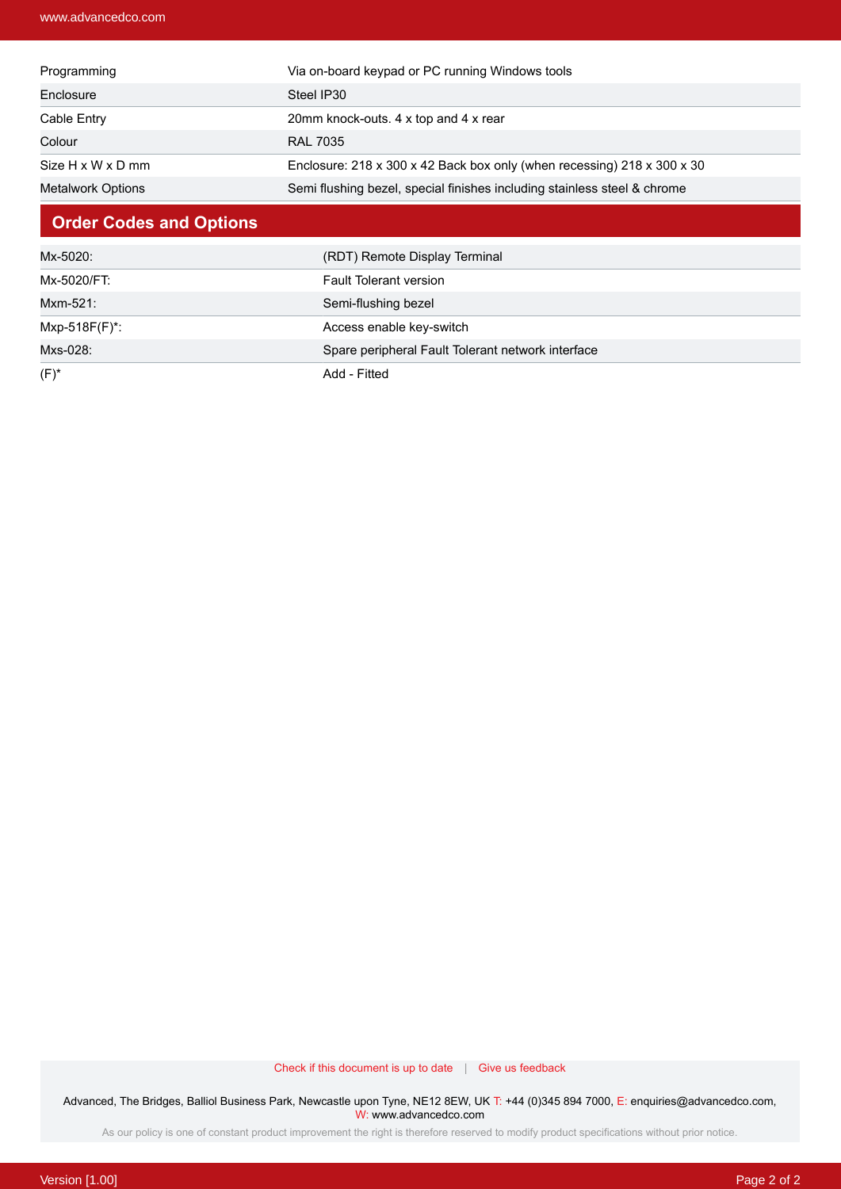| | |
|---|---|
| Programming | Via on-board keypad or PC running Windows tools |
| Enclosure | Steel IP30 |
| Cable Entry | 20mm knock-outs. 4 x top and 4 x rear |
| Colour | RAL 7035 |
| Size H x W x D mm | Enclosure: 218 x 300 x 42 Back box only (when recessing) 218 x 300 x 30 |
| Metalwork Options | Semi flushing bezel, special finishes including stainless steel & chrome |

## Order Codes and Options

| | |
|---|---|
| Mx-5020: | (RDT) Remote Display Terminal |
| Mx-5020/FT: | Fault Tolerant version |
| Mxm-521: | Semi-flushing bezel |
| Mxp-518F(F)*: | Access enable key-switch |
| Mxs-028: | Spare peripheral Fault Tolerant network interface |
| (F)* | Add - Fitted |

Check if this document is up to date | Give us feedback

Advanced, The Bridges, Balliol Business Park, Newcastle upon Tyne, NE12 8EW, UK T: +44 (0)345 894 7000, E: enquiries@advancedco.com, W: www.advancedco.com

As our policy is one of constant product improvement the right is therefore reserved to modify product specifications without prior notice.

Version [1.00]